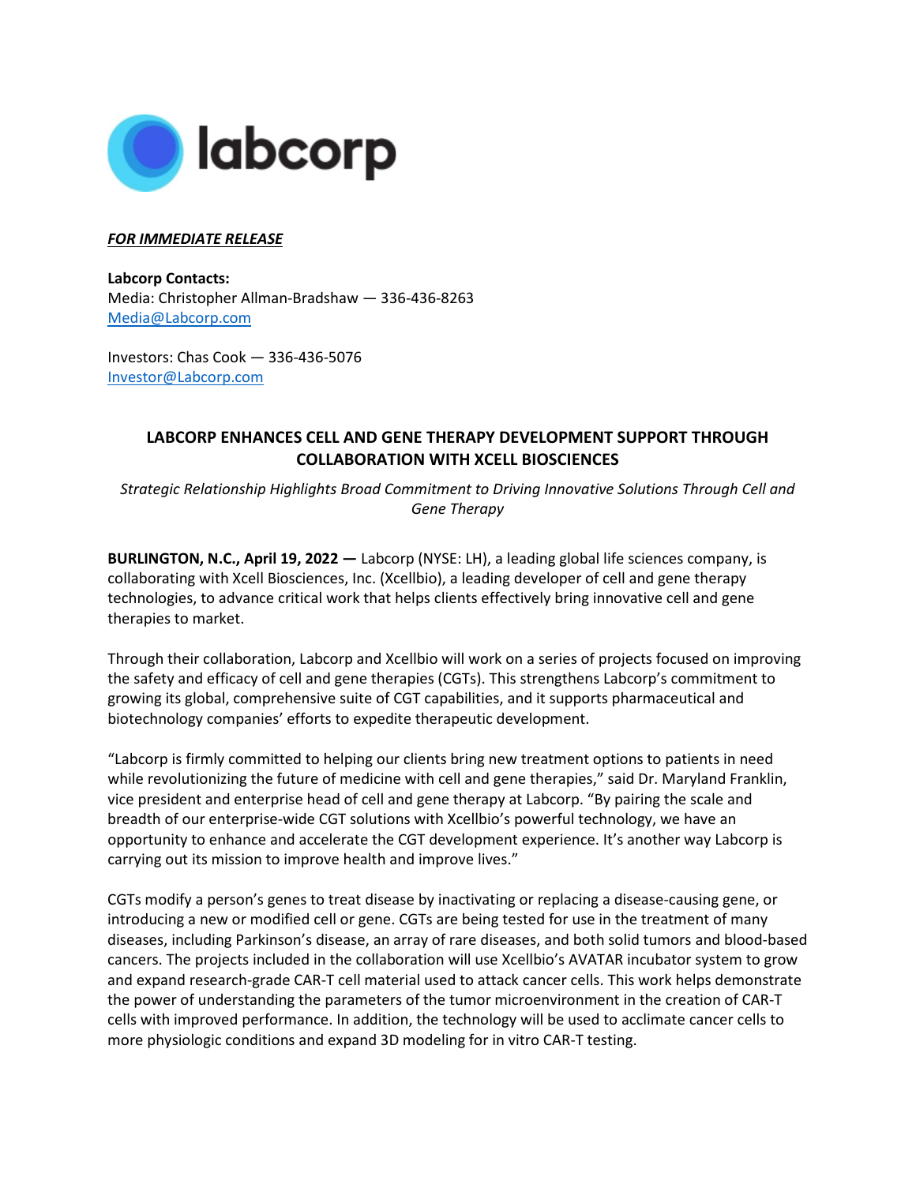***FOR IMMEDIATE RELEASE***

**Labcorp Contacts:**
Media: Christopher Allman-Bradshaw — 336-436-8263
Media@Labcorp.com

Investors: Chas Cook — 336-436-5076
Investor@Labcorp.com

# LABCORP ENHANCES CELL AND GENE THERAPY DEVELOPMENT SUPPORT THROUGH COLLABORATION WITH XCELL BIOSCIENCES

*Strategic Relationship Highlights Broad Commitment to Driving Innovative Solutions Through Cell and Gene Therapy*

**BURLINGTON, N.C., April 19, 2022 —** Labcorp (NYSE: LH), a leading global life sciences company, is collaborating with Xcell Biosciences, Inc. (Xcellbio), a leading developer of cell and gene therapy technologies, to advance critical work that helps clients effectively bring innovative cell and gene therapies to market.

Through their collaboration, Labcorp and Xcellbio will work on a series of projects focused on improving the safety and efficacy of cell and gene therapies (CGTs). This strengthens Labcorp's commitment to growing its global, comprehensive suite of CGT capabilities, and it supports pharmaceutical and biotechnology companies' efforts to expedite therapeutic development.

"Labcorp is firmly committed to helping our clients bring new treatment options to patients in need while revolutionizing the future of medicine with cell and gene therapies," said Dr. Maryland Franklin, vice president and enterprise head of cell and gene therapy at Labcorp. "By pairing the scale and breadth of our enterprise-wide CGT solutions with Xcellbio's powerful technology, we have an opportunity to enhance and accelerate the CGT development experience. It's another way Labcorp is carrying out its mission to improve health and improve lives."

CGTs modify a person's genes to treat disease by inactivating or replacing a disease-causing gene, or introducing a new or modified cell or gene. CGTs are being tested for use in the treatment of many diseases, including Parkinson's disease, an array of rare diseases, and both solid tumors and blood-based cancers. The projects included in the collaboration will use Xcellbio's AVATAR incubator system to grow and expand research-grade CAR-T cell material used to attack cancer cells. This work helps demonstrate the power of understanding the parameters of the tumor microenvironment in the creation of CAR-T cells with improved performance. In addition, the technology will be used to acclimate cancer cells to more physiologic conditions and expand 3D modeling for in vitro CAR-T testing.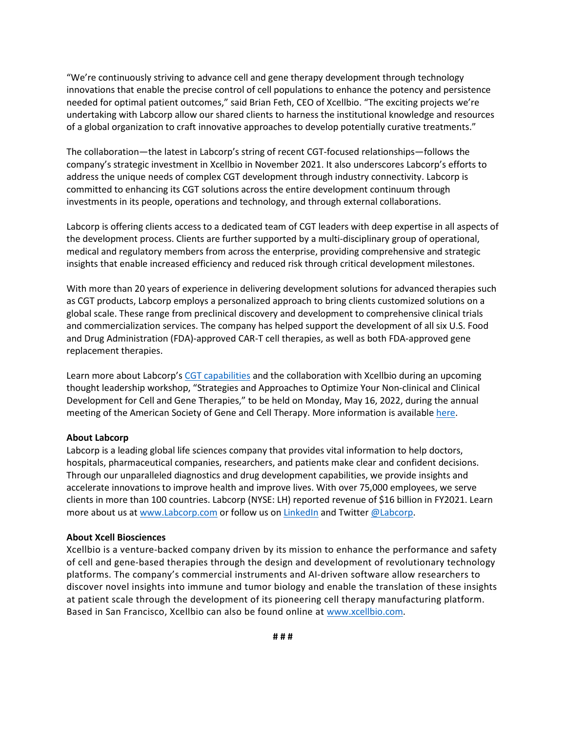"We're continuously striving to advance cell and gene therapy development through technology innovations that enable the precise control of cell populations to enhance the potency and persistence needed for optimal patient outcomes," said Brian Feth, CEO of Xcellbio. "The exciting projects we're undertaking with Labcorp allow our shared clients to harness the institutional knowledge and resources of a global organization to craft innovative approaches to develop potentially curative treatments."

The collaboration—the latest in Labcorp's string of recent CGT-focused relationships—follows the company's strategic investment in Xcellbio in November 2021. It also underscores Labcorp's efforts to address the unique needs of complex CGT development through industry connectivity. Labcorp is committed to enhancing its CGT solutions across the entire development continuum through investments in its people, operations and technology, and through external collaborations.

Labcorp is offering clients access to a dedicated team of CGT leaders with deep expertise in all aspects of the development process. Clients are further supported by a multi-disciplinary group of operational, medical and regulatory members from across the enterprise, providing comprehensive and strategic insights that enable increased efficiency and reduced risk through critical development milestones.

With more than 20 years of experience in delivering development solutions for advanced therapies such as CGT products, Labcorp employs a personalized approach to bring clients customized solutions on a global scale. These range from preclinical discovery and development to comprehensive clinical trials and commercialization services. The company has helped support the development of all six U.S. Food and Drug Administration (FDA)-approved CAR-T cell therapies, as well as both FDA-approved gene replacement therapies.

Learn more about Labcorp's CGT capabilities and the collaboration with Xcellbio during an upcoming thought leadership workshop, "Strategies and Approaches to Optimize Your Non-clinical and Clinical Development for Cell and Gene Therapies," to be held on Monday, May 16, 2022, during the annual meeting of the American Society of Gene and Cell Therapy. More information is available here.

**About Labcorp**
Labcorp is a leading global life sciences company that provides vital information to help doctors, hospitals, pharmaceutical companies, researchers, and patients make clear and confident decisions. Through our unparalleled diagnostics and drug development capabilities, we provide insights and accelerate innovations to improve health and improve lives. With over 75,000 employees, we serve clients in more than 100 countries. Labcorp (NYSE: LH) reported revenue of $16 billion in FY2021. Learn more about us at www.Labcorp.com or follow us on LinkedIn and Twitter @Labcorp.

**About Xcell Biosciences**
Xcellbio is a venture-backed company driven by its mission to enhance the performance and safety of cell and gene-based therapies through the design and development of revolutionary technology platforms. The company's commercial instruments and AI-driven software allow researchers to discover novel insights into immune and tumor biology and enable the translation of these insights at patient scale through the development of its pioneering cell therapy manufacturing platform. Based in San Francisco, Xcellbio can also be found online at www.xcellbio.com.

# # #